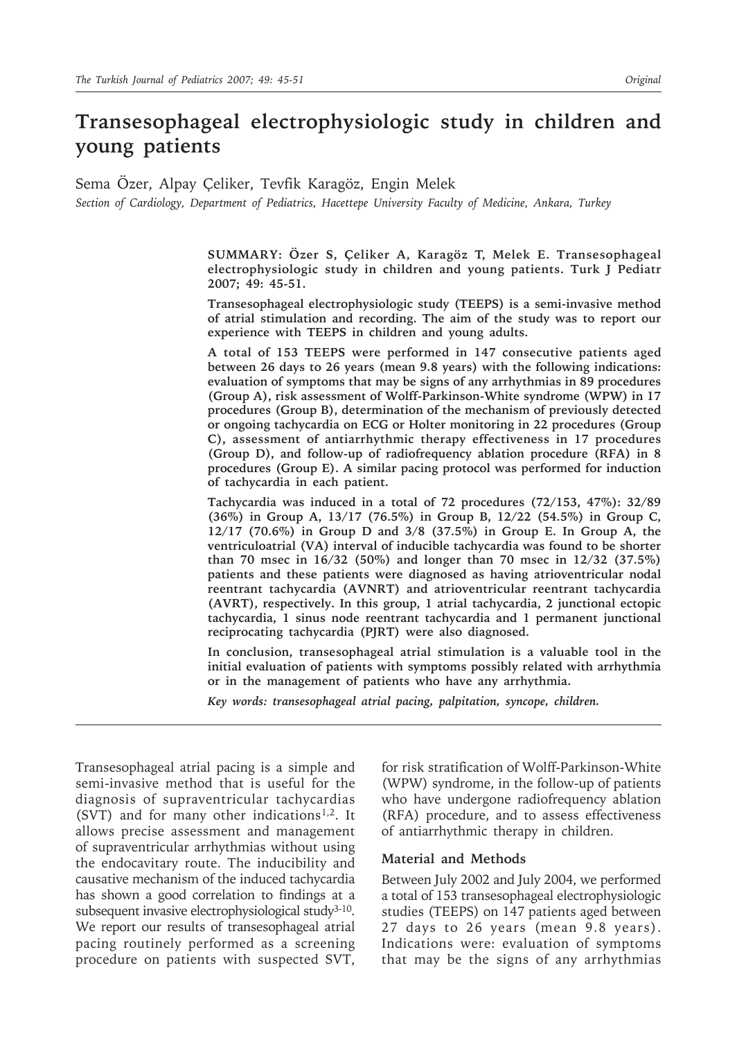# Transesophageal electrophysiologic study in children and young patients

Sema Özer, Alpay Çeliker, Tevfik Karagöz, Engin Melek

*Section of Cardiology, Department of Pediatrics, Hacettepe University Faculty of Medicine, Ankara, Turkey*

**SUMMARY: Özer S, Çeliker A, Karagöz T, Melek E. Transesophageal electrophysiologic study in children and young patients. Turk J Pediatr 2007; 49: 45-51.**

**Transesophageal electrophysiologic study (TEEPS) is a semi-invasive method of atrial stimulation and recording. The aim of the study was to report our experience with TEEPS in children and young adults.**

**A total of 153 TEEPS were performed in 147 consecutive patients aged between 26 days to 26 years (mean 9.8 years) with the following indications: evaluation of symptoms that may be signs of any arrhythmias in 89 procedures (Group A), risk assessment of Wolff-Parkinson-White syndrome (WPW) in 17 procedures (Group B), determination of the mechanism of previously detected or ongoing tachycardia on ECG or Holter monitoring in 22 procedures (Group C), assessment of antiarrhythmic therapy effectiveness in 17 procedures (Group D), and follow-up of radiofrequency ablation procedure (RFA) in 8 procedures (Group E). A similar pacing protocol was performed for induction of tachycardia in each patient.**

**Tachycardia was induced in a total of 72 procedures (72/153, 47%): 32/89 (36%) in Group A, 13/17 (76.5%) in Group B, 12/22 (54.5%) in Group C, 12/17 (70.6%) in Group D and 3/8 (37.5%) in Group E. In Group A, the ventriculoatrial (VA) interval of inducible tachycardia was found to be shorter than 70 msec in 16/32 (50%) and longer than 70 msec in 12/32 (37.5%) patients and these patients were diagnosed as having atrioventricular nodal reentrant tachycardia (AVNRT) and atrioventricular reentrant tachycardia (AVRT), respectively. In this group, 1 atrial tachycardia, 2 junctional ectopic tachycardia, 1 sinus node reentrant tachycardia and 1 permanent junctional reciprocating tachycardia (PJRT) were also diagnosed.**

**In conclusion, transesophageal atrial stimulation is a valuable tool in the initial evaluation of patients with symptoms possibly related with arrhythmia or in the management of patients who have any arrhythmia.**

***Key words: transesophageal atrial pacing, palpitation, syncope, children.***

Transesophageal atrial pacing is a simple and semi-invasive method that is useful for the diagnosis of supraventricular tachycardias (SVT) and for many other indications[1,2]. It allows precise assessment and management of supraventricular arrhythmias without using the endocavitary route. The inducibility and causative mechanism of the induced tachycardia has shown a good correlation to findings at a subsequent invasive electrophysiological study[3-10]. We report our results of transesophageal atrial pacing routinely performed as a screening procedure on patients with suspected SVT, for risk stratification of Wolff-Parkinson-White (WPW) syndrome, in the follow-up of patients who have undergone radiofrequency ablation (RFA) procedure, and to assess effectiveness of antiarrhythmic therapy in children.

## Material and Methods

Between July 2002 and July 2004, we performed a total of 153 transesophageal electrophysiologic studies (TEEPS) on 147 patients aged between 27 days to 26 years (mean 9.8 years). Indications were: evaluation of symptoms that may be the signs of any arrhythmias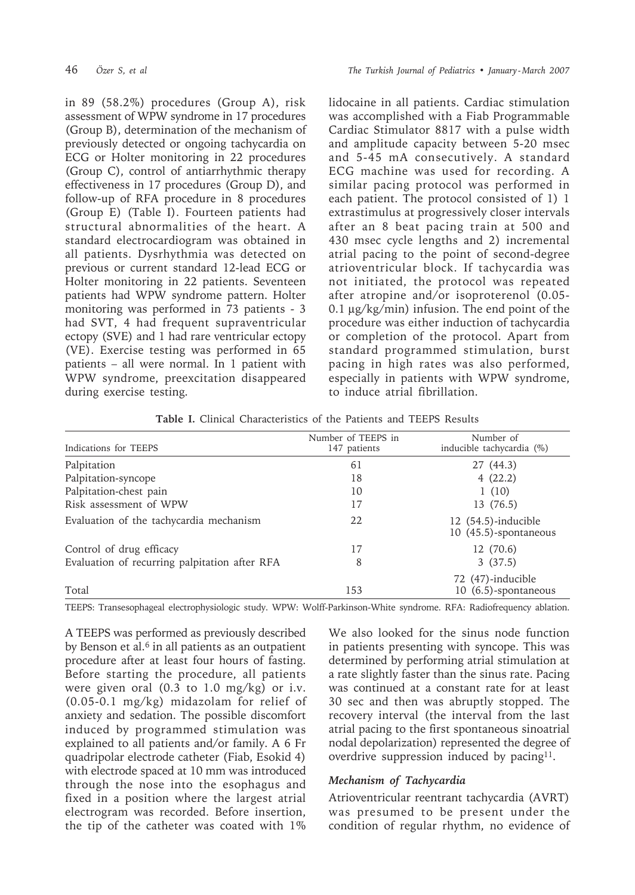in 89 (58.2%) procedures (Group A), risk assessment of WPW syndrome in 17 procedures (Group B), determination of the mechanism of previously detected or ongoing tachycardia on ECG or Holter monitoring in 22 procedures (Group C), control of antiarrhythmic therapy effectiveness in 17 procedures (Group D), and follow-up of RFA procedure in 8 procedures (Group E) (Table I). Fourteen patients had structural abnormalities of the heart. A standard electrocardiogram was obtained in all patients. Dysrhythmia was detected on previous or current standard 12-lead ECG or Holter monitoring in 22 patients. Seventeen patients had WPW syndrome pattern. Holter monitoring was performed in 73 patients - 3 had SVT, 4 had frequent supraventricular ectopy (SVE) and 1 had rare ventricular ectopy (VE). Exercise testing was performed in 65 patients – all were normal. In 1 patient with WPW syndrome, preexcitation disappeared during exercise testing.

lidocaine in all patients. Cardiac stimulation was accomplished with a Fiab Programmable Cardiac Stimulator 8817 with a pulse width and amplitude capacity between 5-20 msec and 5-45 mA consecutively. A standard ECG machine was used for recording. A similar pacing protocol was performed in each patient. The protocol consisted of 1) 1 extrastimulus at progressively closer intervals after an 8 beat pacing train at 500 and 430 msec cycle lengths and 2) incremental atrial pacing to the point of second-degree atrioventricular block. If tachycardia was not initiated, the protocol was repeated after atropine and/or isoproterenol (0.05-0.1 µg/kg/min) infusion. The end point of the procedure was either induction of tachycardia or completion of the protocol. Apart from standard programmed stimulation, burst pacing in high rates was also performed, especially in patients with WPW syndrome, to induce atrial fibrillation.

**Table I.** Clinical Characteristics of the Patients and TEEPS Results

| Indications for TEEPS | Number of TEEPS in 147 patients | Number of inducible tachycardia (%) |
|---|---|---|
| Palpitation | 61 | 27 (44.3) |
| Palpitation-syncope | 18 | 4 (22.2) |
| Palpitation-chest pain | 10 | 1 (10) |
| Risk assessment of WPW | 17 | 13 (76.5) |
| Evaluation of the tachycardia mechanism | 22 | 12 (54.5)-inducible<br>10 (45.5)-spontaneous |
| Control of drug efficacy | 17 | 12 (70.6) |
| Evaluation of recurring palpitation after RFA | 8 | 3 (37.5) |
| Total | 153 | 72 (47)-inducible<br>10 (6.5)-spontaneous |

TEEPS: Transesophageal electrophysiologic study. WPW: Wolff-Parkinson-White syndrome. RFA: Radiofrequency ablation.

A TEEPS was performed as previously described by Benson et al.[6] in all patients as an outpatient procedure after at least four hours of fasting. Before starting the procedure, all patients were given oral (0.3 to 1.0 mg/kg) or i.v. (0.05-0.1 mg/kg) midazolam for relief of anxiety and sedation. The possible discomfort induced by programmed stimulation was explained to all patients and/or family. A 6 Fr quadripolar electrode catheter (Fiab, Esokid 4) with electrode spaced at 10 mm was introduced through the nose into the esophagus and fixed in a position where the largest atrial electrogram was recorded. Before insertion, the tip of the catheter was coated with 1%

We also looked for the sinus node function in patients presenting with syncope. This was determined by performing atrial stimulation at a rate slightly faster than the sinus rate. Pacing was continued at a constant rate for at least 30 sec and then was abruptly stopped. The recovery interval (the interval from the last atrial pacing to the first spontaneous sinoatrial nodal depolarization) represented the degree of overdrive suppression induced by pacing[11].

### *Mechanism of Tachycardia*

Atrioventricular reentrant tachycardia (AVRT) was presumed to be present under the condition of regular rhythm, no evidence of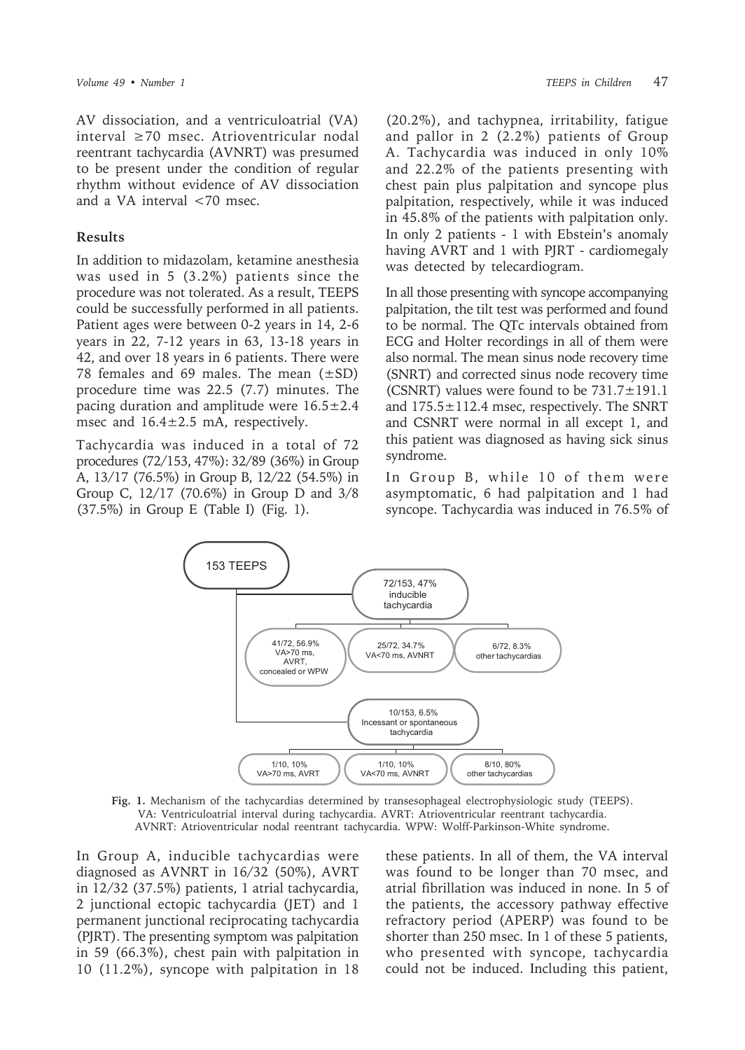AV dissociation, and a ventriculoatrial (VA) interval ≥70 msec. Atrioventricular nodal reentrant tachycardia (AVNRT) was presumed to be present under the condition of regular rhythm without evidence of AV dissociation and a VA interval <70 msec.

## Results

In addition to midazolam, ketamine anesthesia was used in 5 (3.2%) patients since the procedure was not tolerated. As a result, TEEPS could be successfully performed in all patients. Patient ages were between 0-2 years in 14, 2-6 years in 22, 7-12 years in 63, 13-18 years in 42, and over 18 years in 6 patients. There were 78 females and 69 males. The mean (±SD) procedure time was 22.5 (7.7) minutes. The pacing duration and amplitude were 16.5±2.4 msec and 16.4±2.5 mA, respectively.

Tachycardia was induced in a total of 72 procedures (72/153, 47%): 32/89 (36%) in Group A, 13/17 (76.5%) in Group B, 12/22 (54.5%) in Group C, 12/17 (70.6%) in Group D and 3/8 (37.5%) in Group E (Table I) (Fig. 1).

In Group A, inducible tachycardias were diagnosed as AVNRT in 16/32 (50%), AVRT in 12/32 (37.5%) patients, 1 atrial tachycardia, 2 junctional ectopic tachycardia (JET) and 1 permanent junctional reciprocating tachycardia (PJRT). The presenting symptom was palpitation in 59 (66.3%), chest pain with palpitation in 10 (11.2%), syncope with palpitation in 18 (20.2%), and tachypnea, irritability, fatigue and pallor in 2 (2.2%) patients of Group A. Tachycardia was induced in only 10% and 22.2% of the patients presenting with chest pain plus palpitation and syncope plus palpitation, respectively, while it was induced in 45.8% of the patients with palpitation only. In only 2 patients - 1 with Ebstein's anomaly having AVRT and 1 with PJRT - cardiomegaly was detected by telecardiogram.

In all those presenting with syncope accompanying palpitation, the tilt test was performed and found to be normal. The QTc intervals obtained from ECG and Holter recordings in all of them were also normal. The mean sinus node recovery time (SNRT) and corrected sinus node recovery time (CSNRT) values were found to be 731.7±191.1 and 175.5±112.4 msec, respectively. The SNRT and CSNRT were normal in all except 1, and this patient was diagnosed as having sick sinus syndrome.

In Group B, while 10 of them were asymptomatic, 6 had palpitation and 1 had syncope. Tachycardia was induced in 76.5% of these patients. In all of them, the VA interval was found to be longer than 70 msec, and atrial fibrillation was induced in none. In 5 of the patients, the accessory pathway effective refractory period (APERP) was found to be shorter than 250 msec. In 1 of these 5 patients, who presented with syncope, tachycardia could not be induced. Including this patient,

153 TEEPS

- 72/153, 47% inducible tachycardia
  - 41/72, 56.9% VA>70 ms, AVRT, concealed or WPW
  - 25/72, 34.7% VA<70 ms, AVNRT
  - 6/72, 8.3% other tachycardias
- 10/153, 6.5% Incessant or spontaneous tachycardia
  - 1/10, 10% VA>70 ms, AVRT
  - 1/10, 10% VA<70 ms, AVNRT
  - 8/10, 80% other tachycardias

**Fig. 1.** Mechanism of the tachycardias determined by transesophageal electrophysiologic study (TEEPS). VA: Ventriculoatrial interval during tachycardia. AVRT: Atrioventricular reentrant tachycardia. AVNRT: Atrioventricular nodal reentrant tachycardia. WPW: Wolff-Parkinson-White syndrome.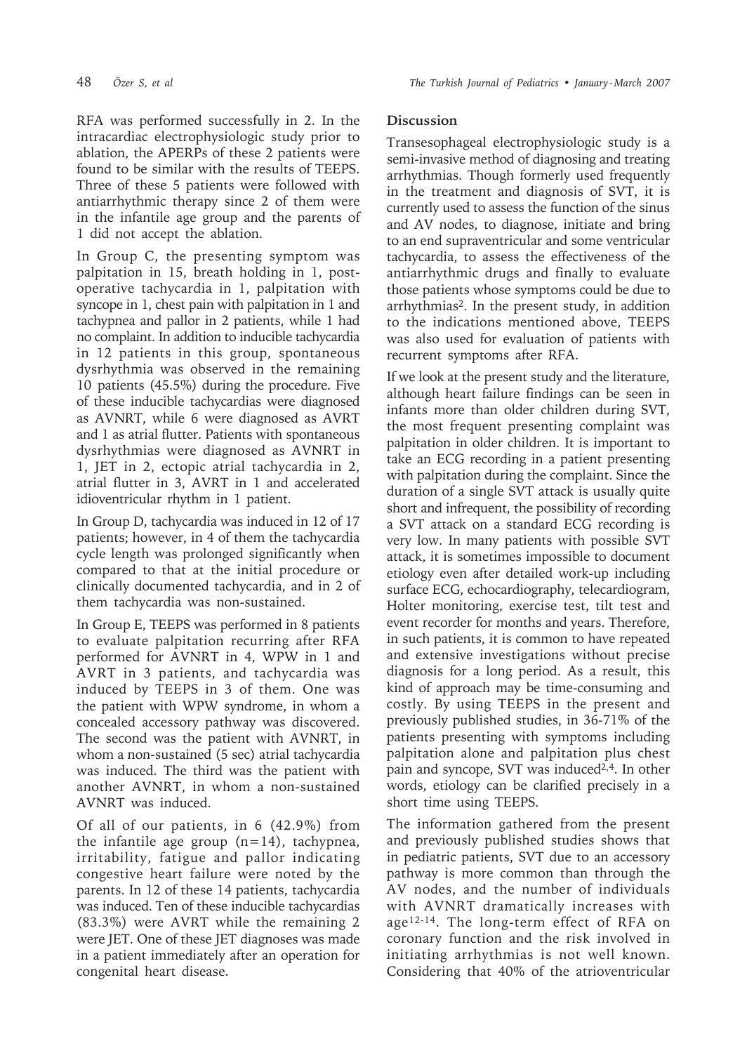RFA was performed successfully in 2. In the intracardiac electrophysiologic study prior to ablation, the APERPs of these 2 patients were found to be similar with the results of TEEPS. Three of these 5 patients were followed with antiarrhythmic therapy since 2 of them were in the infantile age group and the parents of 1 did not accept the ablation.

In Group C, the presenting symptom was palpitation in 15, breath holding in 1, post-operative tachycardia in 1, palpitation with syncope in 1, chest pain with palpitation in 1 and tachypnea and pallor in 2 patients, while 1 had no complaint. In addition to inducible tachycardia in 12 patients in this group, spontaneous dysrhythmia was observed in the remaining 10 patients (45.5%) during the procedure. Five of these inducible tachycardias were diagnosed as AVNRT, while 6 were diagnosed as AVRT and 1 as atrial flutter. Patients with spontaneous dysrhythmias were diagnosed as AVNRT in 1, JET in 2, ectopic atrial tachycardia in 2, atrial flutter in 3, AVRT in 1 and accelerated idioventricular rhythm in 1 patient.

In Group D, tachycardia was induced in 12 of 17 patients; however, in 4 of them the tachycardia cycle length was prolonged significantly when compared to that at the initial procedure or clinically documented tachycardia, and in 2 of them tachycardia was non-sustained.

In Group E, TEEPS was performed in 8 patients to evaluate palpitation recurring after RFA performed for AVNRT in 4, WPW in 1 and AVRT in 3 patients, and tachycardia was induced by TEEPS in 3 of them. One was the patient with WPW syndrome, in whom a concealed accessory pathway was discovered. The second was the patient with AVNRT, in whom a non-sustained (5 sec) atrial tachycardia was induced. The third was the patient with another AVNRT, in whom a non-sustained AVNRT was induced.

Of all of our patients, in 6 (42.9%) from the infantile age group (n=14), tachypnea, irritability, fatigue and pallor indicating congestive heart failure were noted by the parents. In 12 of these 14 patients, tachycardia was induced. Ten of these inducible tachycardias (83.3%) were AVRT while the remaining 2 were JET. One of these JET diagnoses was made in a patient immediately after an operation for congenital heart disease.

## Discussion

Transesophageal electrophysiologic study is a semi-invasive method of diagnosing and treating arrhythmias. Though formerly used frequently in the treatment and diagnosis of SVT, it is currently used to assess the function of the sinus and AV nodes, to diagnose, initiate and bring to an end supraventricular and some ventricular tachycardia, to assess the effectiveness of the antiarrhythmic drugs and finally to evaluate those patients whose symptoms could be due to arrhythmias[2]. In the present study, in addition to the indications mentioned above, TEEPS was also used for evaluation of patients with recurrent symptoms after RFA.

If we look at the present study and the literature, although heart failure findings can be seen in infants more than older children during SVT, the most frequent presenting complaint was palpitation in older children. It is important to take an ECG recording in a patient presenting with palpitation during the complaint. Since the duration of a single SVT attack is usually quite short and infrequent, the possibility of recording a SVT attack on a standard ECG recording is very low. In many patients with possible SVT attack, it is sometimes impossible to document etiology even after detailed work-up including surface ECG, echocardiography, telecardiogram, Holter monitoring, exercise test, tilt test and event recorder for months and years. Therefore, in such patients, it is common to have repeated and extensive investigations without precise diagnosis for a long period. As a result, this kind of approach may be time-consuming and costly. By using TEEPS in the present and previously published studies, in 36-71% of the patients presenting with symptoms including palpitation alone and palpitation plus chest pain and syncope, SVT was induced[2,4]. In other words, etiology can be clarified precisely in a short time using TEEPS.

The information gathered from the present and previously published studies shows that in pediatric patients, SVT due to an accessory pathway is more common than through the AV nodes, and the number of individuals with AVNRT dramatically increases with age[12-14]. The long-term effect of RFA on coronary function and the risk involved in initiating arrhythmias is not well known. Considering that 40% of the atrioventricular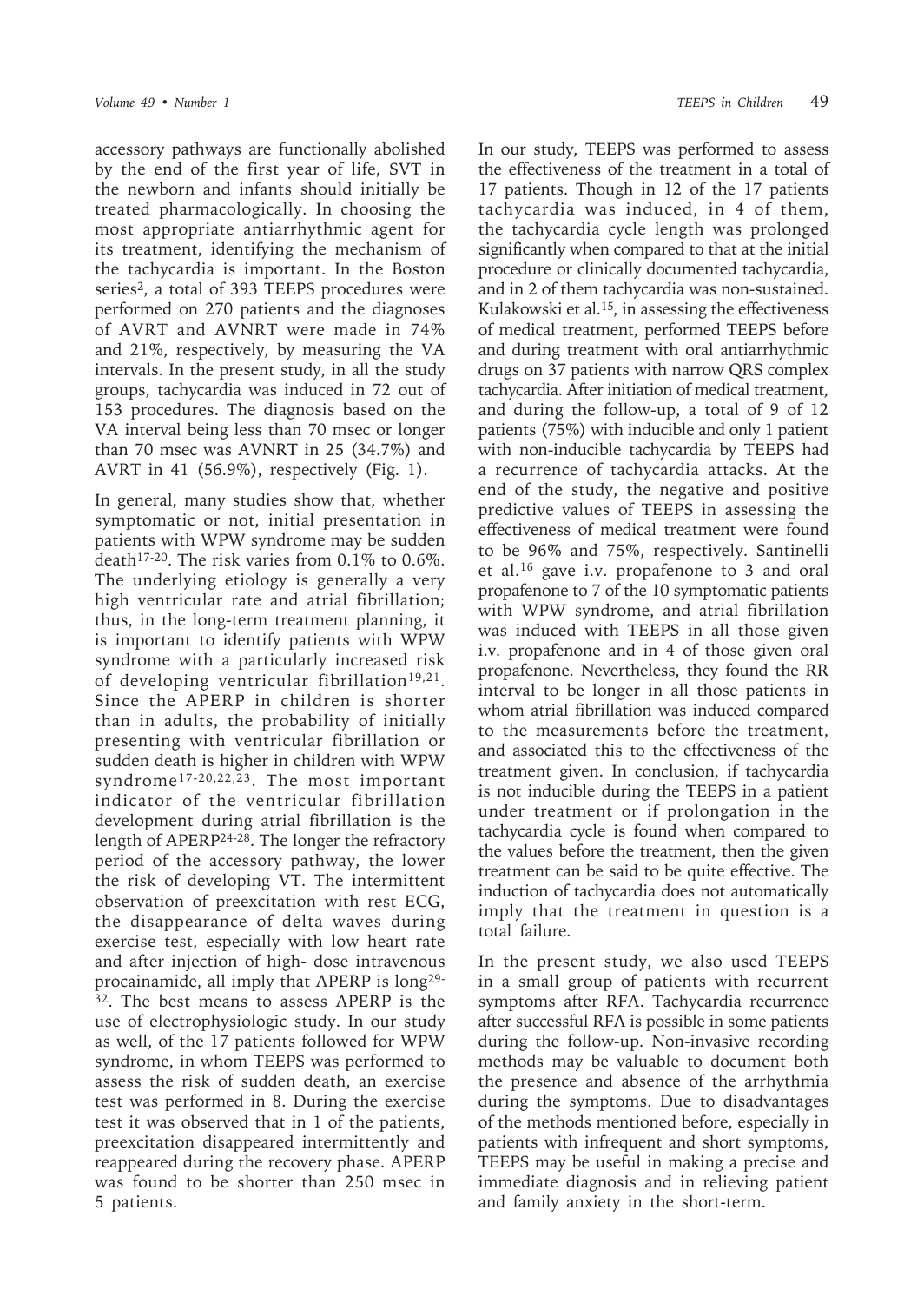accessory pathways are functionally abolished by the end of the first year of life, SVT in the newborn and infants should initially be treated pharmacologically. In choosing the most appropriate antiarrhythmic agent for its treatment, identifying the mechanism of the tachycardia is important. In the Boston series[2], a total of 393 TEEPS procedures were performed on 270 patients and the diagnoses of AVRT and AVNRT were made in 74% and 21%, respectively, by measuring the VA intervals. In the present study, in all the study groups, tachycardia was induced in 72 out of 153 procedures. The diagnosis based on the VA interval being less than 70 msec or longer than 70 msec was AVNRT in 25 (34.7%) and AVRT in 41 (56.9%), respectively (Fig. 1).

In general, many studies show that, whether symptomatic or not, initial presentation in patients with WPW syndrome may be sudden death[17-20]. The risk varies from 0.1% to 0.6%. The underlying etiology is generally a very high ventricular rate and atrial fibrillation; thus, in the long-term treatment planning, it is important to identify patients with WPW syndrome with a particularly increased risk of developing ventricular fibrillation[19,21]. Since the APERP in children is shorter than in adults, the probability of initially presenting with ventricular fibrillation or sudden death is higher in children with WPW syndrome[17-20,22,23]. The most important indicator of the ventricular fibrillation development during atrial fibrillation is the length of APERP[24-28]. The longer the refractory period of the accessory pathway, the lower the risk of developing VT. The intermittent observation of preexcitation with rest ECG, the disappearance of delta waves during exercise test, especially with low heart rate and after injection of high- dose intravenous procainamide, all imply that APERP is long[29-32]. The best means to assess APERP is the use of electrophysiologic study. In our study as well, of the 17 patients followed for WPW syndrome, in whom TEEPS was performed to assess the risk of sudden death, an exercise test was performed in 8. During the exercise test it was observed that in 1 of the patients, preexcitation disappeared intermittently and reappeared during the recovery phase. APERP was found to be shorter than 250 msec in 5 patients.

In our study, TEEPS was performed to assess the effectiveness of the treatment in a total of 17 patients. Though in 12 of the 17 patients tachycardia was induced, in 4 of them, the tachycardia cycle length was prolonged significantly when compared to that at the initial procedure or clinically documented tachycardia, and in 2 of them tachycardia was non-sustained. Kulakowski et al.[15], in assessing the effectiveness of medical treatment, performed TEEPS before and during treatment with oral antiarrhythmic drugs on 37 patients with narrow QRS complex tachycardia. After initiation of medical treatment, and during the follow-up, a total of 9 of 12 patients (75%) with inducible and only 1 patient with non-inducible tachycardia by TEEPS had a recurrence of tachycardia attacks. At the end of the study, the negative and positive predictive values of TEEPS in assessing the effectiveness of medical treatment were found to be 96% and 75%, respectively. Santinelli et al.[16] gave i.v. propafenone to 3 and oral propafenone to 7 of the 10 symptomatic patients with WPW syndrome, and atrial fibrillation was induced with TEEPS in all those given i.v. propafenone and in 4 of those given oral propafenone. Nevertheless, they found the RR interval to be longer in all those patients in whom atrial fibrillation was induced compared to the measurements before the treatment, and associated this to the effectiveness of the treatment given. In conclusion, if tachycardia is not inducible during the TEEPS in a patient under treatment or if prolongation in the tachycardia cycle is found when compared to the values before the treatment, then the given treatment can be said to be quite effective. The induction of tachycardia does not automatically imply that the treatment in question is a total failure.

In the present study, we also used TEEPS in a small group of patients with recurrent symptoms after RFA. Tachycardia recurrence after successful RFA is possible in some patients during the follow-up. Non-invasive recording methods may be valuable to document both the presence and absence of the arrhythmia during the symptoms. Due to disadvantages of the methods mentioned before, especially in patients with infrequent and short symptoms, TEEPS may be useful in making a precise and immediate diagnosis and in relieving patient and family anxiety in the short-term.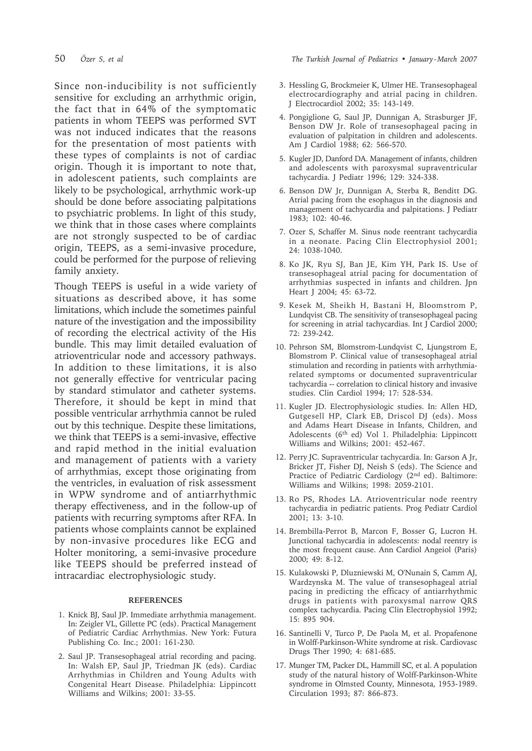Since non-inducibility is not sufficiently sensitive for excluding an arrhythmic origin, the fact that in 64% of the symptomatic patients in whom TEEPS was performed SVT was not induced indicates that the reasons for the presentation of most patients with these types of complaints is not of cardiac origin. Though it is important to note that, in adolescent patients, such complaints are likely to be psychological, arrhythmic work-up should be done before associating palpitations to psychiatric problems. In light of this study, we think that in those cases where complaints are not strongly suspected to be of cardiac origin, TEEPS, as a semi-invasive procedure, could be performed for the purpose of relieving family anxiety.

Though TEEPS is useful in a wide variety of situations as described above, it has some limitations, which include the sometimes painful nature of the investigation and the impossibility of recording the electrical activity of the His bundle. This may limit detailed evaluation of atrioventricular node and accessory pathways. In addition to these limitations, it is also not generally effective for ventricular pacing by standard stimulator and catheter systems. Therefore, it should be kept in mind that possible ventricular arrhythmia cannot be ruled out by this technique. Despite these limitations, we think that TEEPS is a semi-invasive, effective and rapid method in the initial evaluation and management of patients with a variety of arrhythmias, except those originating from the ventricles, in evaluation of risk assessment in WPW syndrome and of antiarrhythmic therapy effectiveness, and in the follow-up of patients with recurring symptoms after RFA. In patients whose complaints cannot be explained by non-invasive procedures like ECG and Holter monitoring, a semi-invasive procedure like TEEPS should be preferred instead of intracardiac electrophysiologic study.

## REFERENCES

1. Knick BJ, Saul JP. Immediate arrhythmia management. In: Zeigler VL, Gillette PC (eds). Practical Management of Pediatric Cardiac Arrhythmias. New York: Futura Publishing Co. Inc.; 2001: 161-230.
2. Saul JP. Transesophageal atrial recording and pacing. In: Walsh EP, Saul JP, Triedman JK (eds). Cardiac Arrhythmias in Children and Young Adults with Congenital Heart Disease. Philadelphia: Lippincott Williams and Wilkins; 2001: 33-55.
3. Hessling G, Brockmeier K, Ulmer HE. Transesophageal electrocardiography and atrial pacing in children. J Electrocardiol 2002; 35: 143-149.
4. Pongiglione G, Saul JP, Dunnigan A, Strasburger JF, Benson DW Jr. Role of transesophageal pacing in evaluation of palpitation in children and adolescents. Am J Cardiol 1988; 62: 566-570.
5. Kugler JD, Danford DA. Management of infants, children and adolescents with paroxysmal supraventricular tachycardia. J Pediatr 1996; 129: 324-338.
6. Benson DW Jr, Dunnigan A, Sterba R, Benditt DG. Atrial pacing from the esophagus in the diagnosis and management of tachycardia and palpitations. J Pediatr 1983; 102: 40-46.
7. Ozer S, Schaffer M. Sinus node reentrant tachycardia in a neonate. Pacing Clin Electrophysiol 2001; 24: 1038-1040.
8. Ko JK, Ryu SJ, Ban JE, Kim YH, Park IS. Use of transesophageal atrial pacing for documentation of arrhythmias suspected in infants and children. Jpn Heart J 2004; 45: 63-72.
9. Kesek M, Sheikh H, Bastani H, Bloomstrom P, Lundqvist CB. The sensitivity of transesophageal pacing for screening in atrial tachycardias. Int J Cardiol 2000; 72: 239-242.
10. Pehrson SM, Blomstrom-Lundqvist C, Ljungstrom E, Blomstrom P. Clinical value of transesophageal atrial stimulation and recording in patients with arrhythmia-related symptoms or documented supraventricular tachycardia -- correlation to clinical history and invasive studies. Clin Cardiol 1994; 17: 528-534.
11. Kugler JD. Electrophysiologic studies. In: Allen HD, Gutgesell HP, Clark EB, Driscol DJ (eds). Moss and Adams Heart Disease in Infants, Children, and Adolescents (6th ed) Vol 1. Philadelphia: Lippincott Williams and Wilkins; 2001: 452-467.
12. Perry JC. Supraventricular tachycardia. In: Garson A Jr, Bricker JT, Fisher DJ, Neish S (eds). The Science and Practice of Pediatric Cardiology (2nd ed). Baltimore: Williams and Wilkins; 1998: 2059-2101.
13. Ro PS, Rhodes LA. Atrioventricular node reentry tachycardia in pediatric patients. Prog Pediatr Cardiol 2001; 13: 3-10.
14. Brembilla-Perrot B, Marcon F, Bosser G, Lucron H. Junctional tachycardia in adolescents: nodal reentry is the most frequent cause. Ann Cardiol Angeiol (Paris) 2000; 49: 8-12.
15. Kulakowski P, Dluzniewski M, O'Nunain S, Camm AJ, Wardzynska M. The value of transesophageal atrial pacing in predicting the efficacy of antiarrhythmic drugs in patients with paroxysmal narrow QRS complex tachycardia. Pacing Clin Electrophysiol 1992; 15: 895 904.
16. Santinelli V, Turco P, De Paola M, et al. Propafenone in Wolff-Parkinson-White syndrome at risk. Cardiovasc Drugs Ther 1990; 4: 681-685.
17. Munger TM, Packer DL, Hammill SC, et al. A population study of the natural history of Wolff-Parkinson-White syndrome in Olmsted County, Minnesota, 1953-1989. Circulation 1993; 87: 866-873.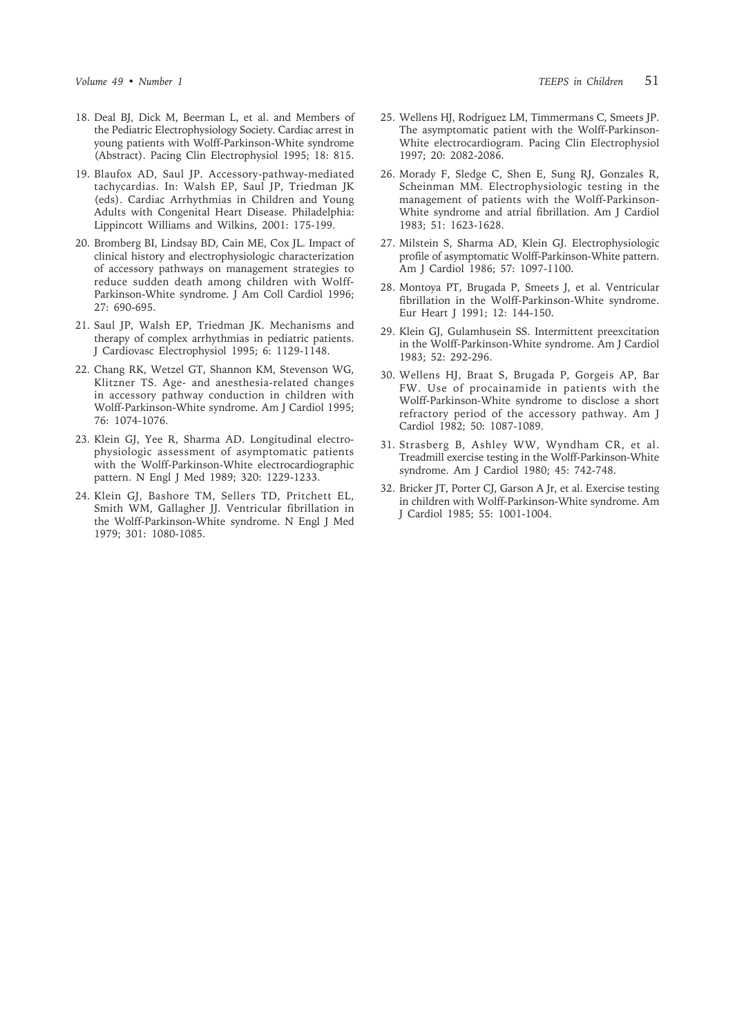18. Deal BJ, Dick M, Beerman L, et al. and Members of the Pediatric Electrophysiology Society. Cardiac arrest in young patients with Wolff-Parkinson-White syndrome (Abstract). Pacing Clin Electrophysiol 1995; 18: 815.
19. Blaufox AD, Saul JP. Accessory-pathway-mediated tachycardias. In: Walsh EP, Saul JP, Triedman JK (eds). Cardiac Arrhythmias in Children and Young Adults with Congenital Heart Disease. Philadelphia: Lippincott Williams and Wilkins, 2001: 175-199.
20. Bromberg BI, Lindsay BD, Cain ME, Cox JL. Impact of clinical history and electrophysiologic characterization of accessory pathways on management strategies to reduce sudden death among children with Wolff-Parkinson-White syndrome. J Am Coll Cardiol 1996; 27: 690-695.
21. Saul JP, Walsh EP, Triedman JK. Mechanisms and therapy of complex arrhythmias in pediatric patients. J Cardiovasc Electrophysiol 1995; 6: 1129-1148.
22. Chang RK, Wetzel GT, Shannon KM, Stevenson WG, Klitzner TS. Age- and anesthesia-related changes in accessory pathway conduction in children with Wolff-Parkinson-White syndrome. Am J Cardiol 1995; 76: 1074-1076.
23. Klein GJ, Yee R, Sharma AD. Longitudinal electrophysiologic assessment of asymptomatic patients with the Wolff-Parkinson-White electrocardiographic pattern. N Engl J Med 1989; 320: 1229-1233.
24. Klein GJ, Bashore TM, Sellers TD, Pritchett EL, Smith WM, Gallagher JJ. Ventricular fibrillation in the Wolff-Parkinson-White syndrome. N Engl J Med 1979; 301: 1080-1085.
25. Wellens HJ, Rodriguez LM, Timmermans C, Smeets JP. The asymptomatic patient with the Wolff-Parkinson-White electrocardiogram. Pacing Clin Electrophysiol 1997; 20: 2082-2086.
26. Morady F, Sledge C, Shen E, Sung RJ, Gonzales R, Scheinman MM. Electrophysiologic testing in the management of patients with the Wolff-Parkinson-White syndrome and atrial fibrillation. Am J Cardiol 1983; 51: 1623-1628.
27. Milstein S, Sharma AD, Klein GJ. Electrophysiologic profile of asymptomatic Wolff-Parkinson-White pattern. Am J Cardiol 1986; 57: 1097-1100.
28. Montoya PT, Brugada P, Smeets J, et al. Ventricular fibrillation in the Wolff-Parkinson-White syndrome. Eur Heart J 1991; 12: 144-150.
29. Klein GJ, Gulamhusein SS. Intermittent preexcitation in the Wolff-Parkinson-White syndrome. Am J Cardiol 1983; 52: 292-296.
30. Wellens HJ, Braat S, Brugada P, Gorgeis AP, Bar FW. Use of procainamide in patients with the Wolff-Parkinson-White syndrome to disclose a short refractory period of the accessory pathway. Am J Cardiol 1982; 50: 1087-1089.
31. Strasberg B, Ashley WW, Wyndham CR, et al. Treadmill exercise testing in the Wolff-Parkinson-White syndrome. Am J Cardiol 1980; 45: 742-748.
32. Bricker JT, Porter CJ, Garson A Jr, et al. Exercise testing in children with Wolff-Parkinson-White syndrome. Am J Cardiol 1985; 55: 1001-1004.